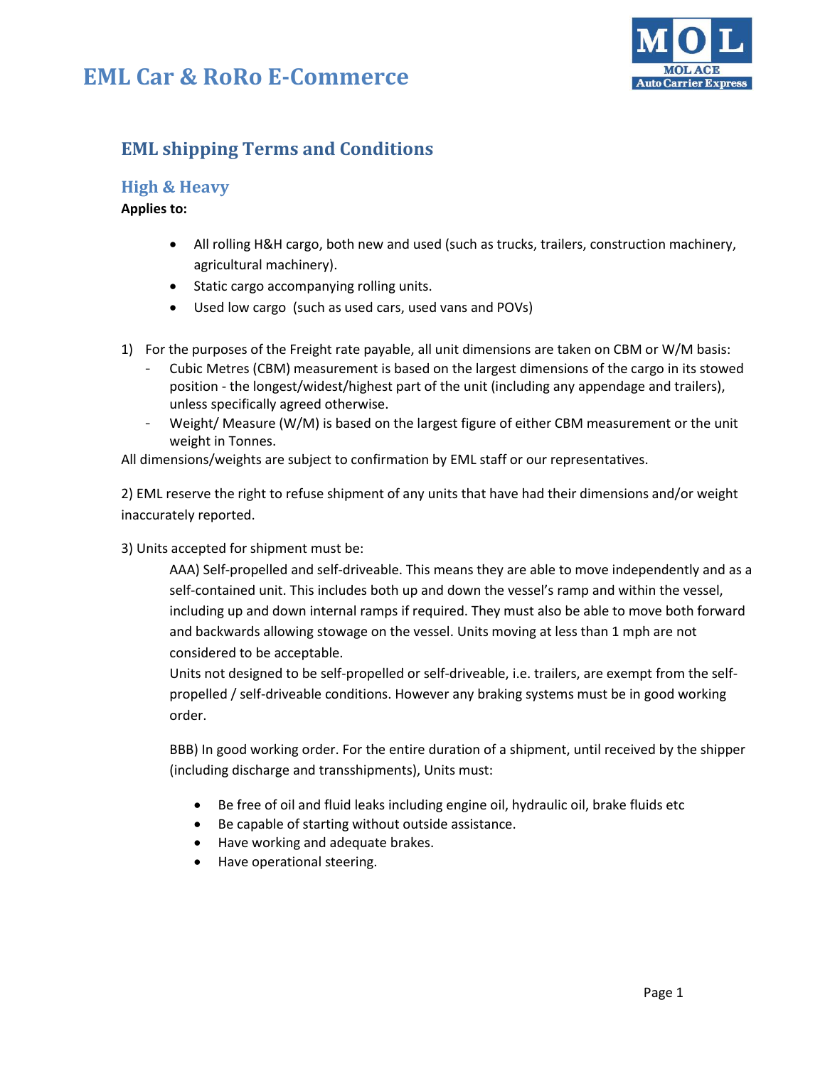# EML Car & RoRo E-Commerce

## EML shipping Terms and Conditions

### High & Heavy

**Applies to:**

- All rolling H&H cargo, both new and used (such as trucks, trailers, construction machinery, agricultural machinery).
- Static cargo accompanying rolling units.
- Used low cargo (such as used cars, used vans and POVs)

1) For the purposes of the Freight rate payable, all unit dimensions are taken on CBM or W/M basis:
   - Cubic Metres (CBM) measurement is based on the largest dimensions of the cargo in its stowed position - the longest/widest/highest part of the unit (including any appendage and trailers), unless specifically agreed otherwise.
   - Weight/ Measure (W/M) is based on the largest figure of either CBM measurement or the unit weight in Tonnes.

All dimensions/weights are subject to confirmation by EML staff or our representatives.

2) EML reserve the right to refuse shipment of any units that have had their dimensions and/or weight inaccurately reported.

3) Units accepted for shipment must be:

AAA) Self-propelled and self-driveable. This means they are able to move independently and as a self-contained unit. This includes both up and down the vessel's ramp and within the vessel, including up and down internal ramps if required. They must also be able to move both forward and backwards allowing stowage on the vessel. Units moving at less than 1 mph are not considered to be acceptable.

Units not designed to be self-propelled or self-driveable, i.e. trailers, are exempt from the self-propelled / self-driveable conditions. However any braking systems must be in good working order.

BBB) In good working order. For the entire duration of a shipment, until received by the shipper (including discharge and transshipments), Units must:

- Be free of oil and fluid leaks including engine oil, hydraulic oil, brake fluids etc
- Be capable of starting without outside assistance.
- Have working and adequate brakes.
- Have operational steering.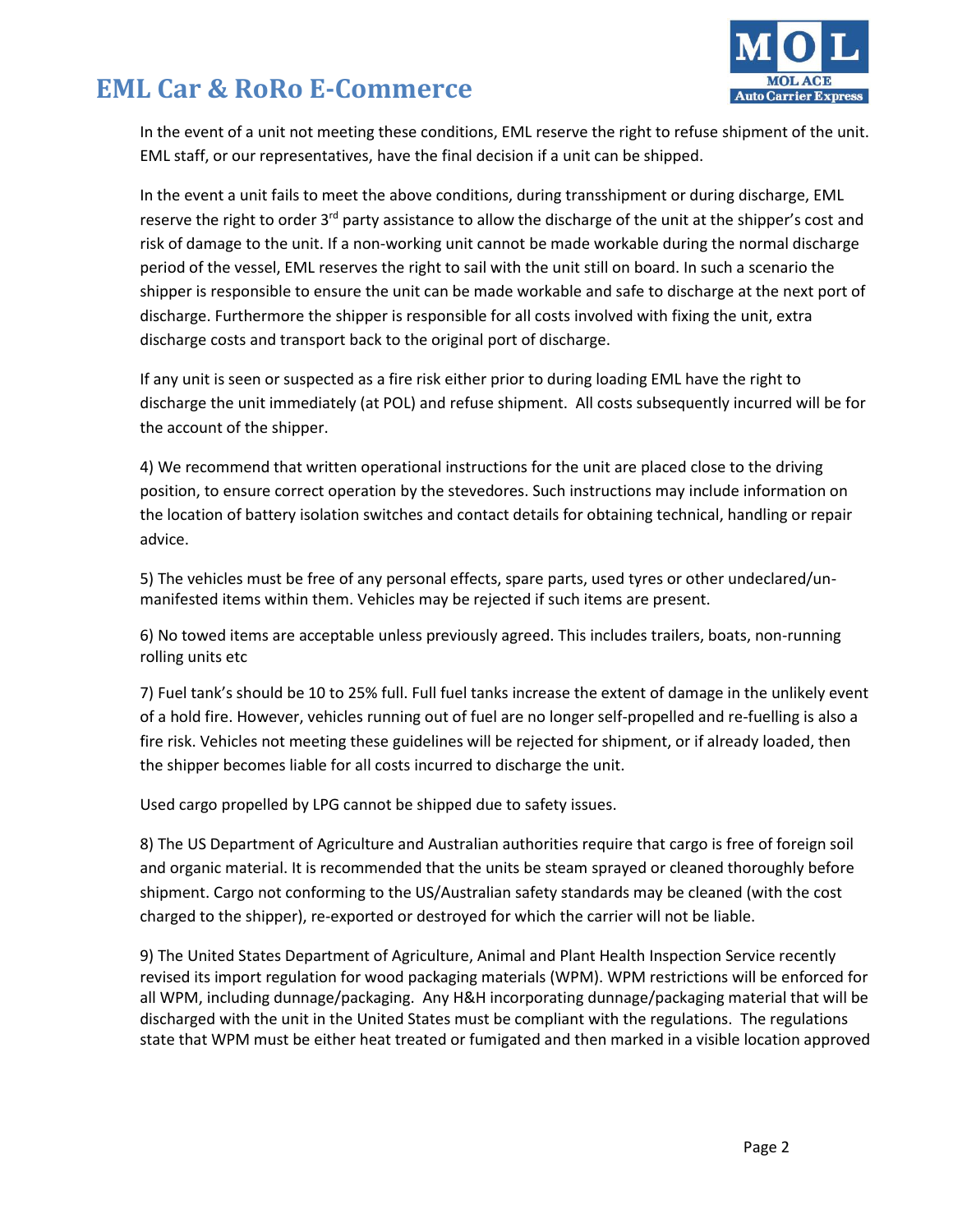In the event of a unit not meeting these conditions, EML reserve the right to refuse shipment of the unit. EML staff, or our representatives, have the final decision if a unit can be shipped.

In the event a unit fails to meet the above conditions, during transshipment or during discharge, EML reserve the right to order 3rd party assistance to allow the discharge of the unit at the shipper's cost and risk of damage to the unit. If a non-working unit cannot be made workable during the normal discharge period of the vessel, EML reserves the right to sail with the unit still on board. In such a scenario the shipper is responsible to ensure the unit can be made workable and safe to discharge at the next port of discharge. Furthermore the shipper is responsible for all costs involved with fixing the unit, extra discharge costs and transport back to the original port of discharge.

If any unit is seen or suspected as a fire risk either prior to during loading EML have the right to discharge the unit immediately (at POL) and refuse shipment. All costs subsequently incurred will be for the account of the shipper.

4) We recommend that written operational instructions for the unit are placed close to the driving position, to ensure correct operation by the stevedores. Such instructions may include information on the location of battery isolation switches and contact details for obtaining technical, handling or repair advice.

5) The vehicles must be free of any personal effects, spare parts, used tyres or other undeclared/un-manifested items within them. Vehicles may be rejected if such items are present.

6) No towed items are acceptable unless previously agreed. This includes trailers, boats, non-running rolling units etc

7) Fuel tank's should be 10 to 25% full. Full fuel tanks increase the extent of damage in the unlikely event of a hold fire. However, vehicles running out of fuel are no longer self-propelled and re-fuelling is also a fire risk. Vehicles not meeting these guidelines will be rejected for shipment, or if already loaded, then the shipper becomes liable for all costs incurred to discharge the unit.

Used cargo propelled by LPG cannot be shipped due to safety issues.

8) The US Department of Agriculture and Australian authorities require that cargo is free of foreign soil and organic material. It is recommended that the units be steam sprayed or cleaned thoroughly before shipment. Cargo not conforming to the US/Australian safety standards may be cleaned (with the cost charged to the shipper), re-exported or destroyed for which the carrier will not be liable.

9) The United States Department of Agriculture, Animal and Plant Health Inspection Service recently revised its import regulation for wood packaging materials (WPM). WPM restrictions will be enforced for all WPM, including dunnage/packaging. Any H&H incorporating dunnage/packaging material that will be discharged with the unit in the United States must be compliant with the regulations. The regulations state that WPM must be either heat treated or fumigated and then marked in a visible location approved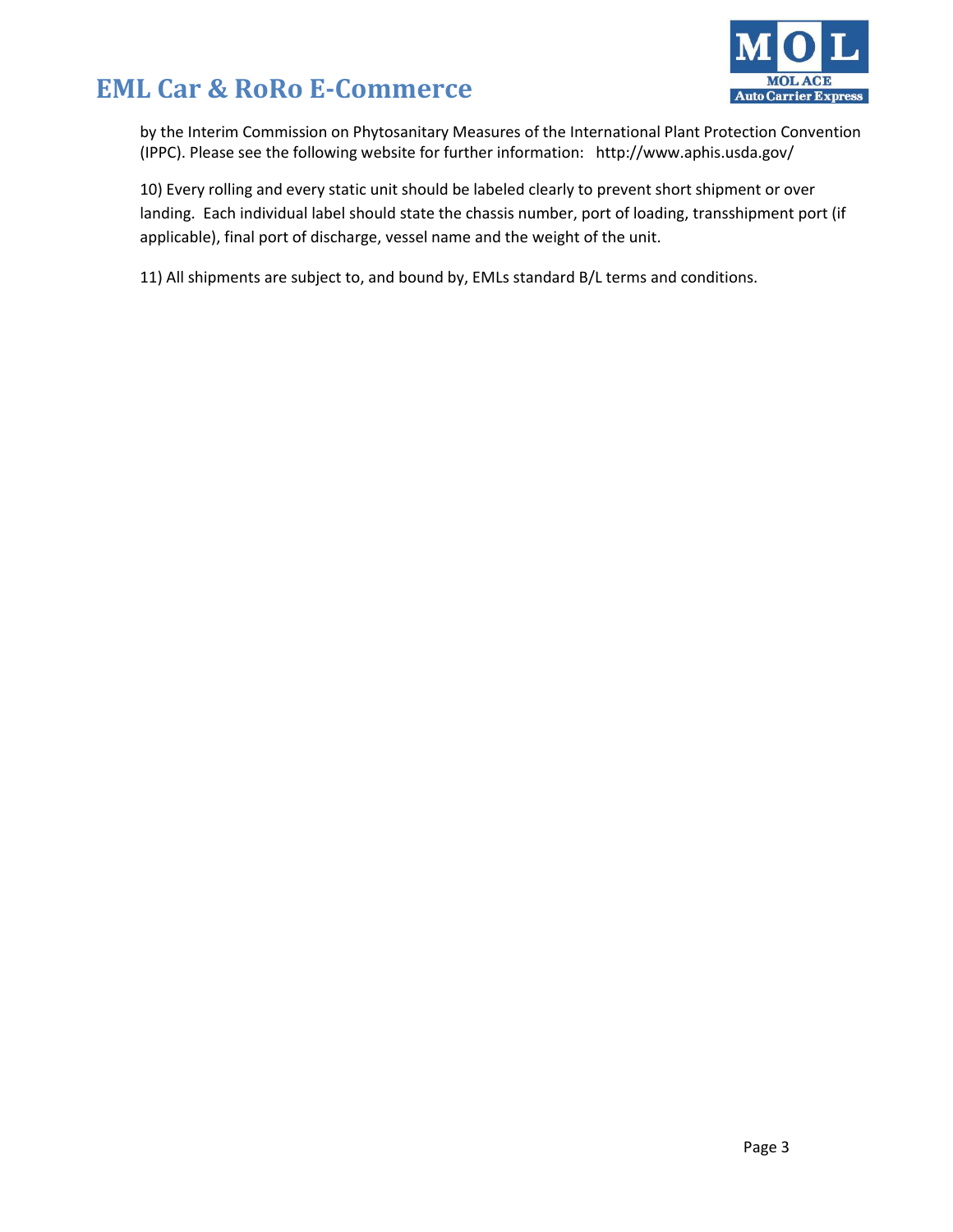by the Interim Commission on Phytosanitary Measures of the International Plant Protection Convention (IPPC). Please see the following website for further information: http://www.aphis.usda.gov/

10) Every rolling and every static unit should be labeled clearly to prevent short shipment or over landing. Each individual label should state the chassis number, port of loading, transshipment port (if applicable), final port of discharge, vessel name and the weight of the unit.

11) All shipments are subject to, and bound by, EMLs standard B/L terms and conditions.